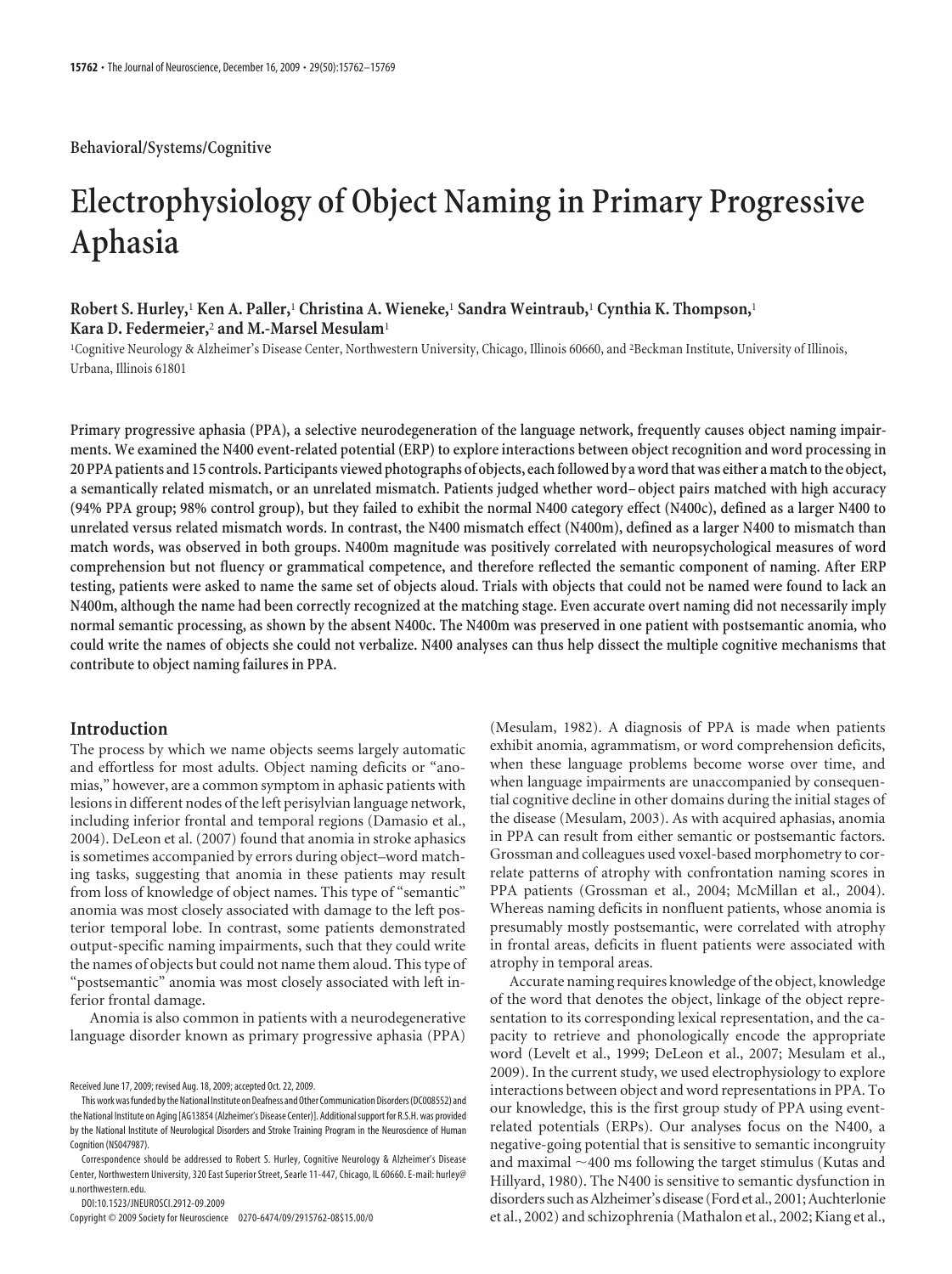Behavioral/Systems/Cognitive

# Electrophysiology of Object Naming in Primary Progressive Aphasia

**Robert S. Hurley,[1] Ken A. Paller,[1] Christina A. Wieneke,[1] Sandra Weintraub,[1] Cynthia K. Thompson,[1] Kara D. Federmeier,[2] and M.-Marsel Mesulam[1]**

[1]Cognitive Neurology & Alzheimer's Disease Center, Northwestern University, Chicago, Illinois 60660, and [2]Beckman Institute, University of Illinois, Urbana, Illinois 61801

**Primary progressive aphasia (PPA), a selective neurodegeneration of the language network, frequently causes object naming impairments. We examined the N400 event-related potential (ERP) to explore interactions between object recognition and word processing in 20 PPA patients and 15 controls. Participants viewed photographs of objects, each followed by a word that was either a match to the object, a semantically related mismatch, or an unrelated mismatch. Patients judged whether word–object pairs matched with high accuracy (94% PPA group; 98% control group), but they failed to exhibit the normal N400 category effect (N400c), defined as a larger N400 to unrelated versus related mismatch words. In contrast, the N400 mismatch effect (N400m), defined as a larger N400 to mismatch than match words, was observed in both groups. N400m magnitude was positively correlated with neuropsychological measures of word comprehension but not fluency or grammatical competence, and therefore reflected the semantic component of naming. After ERP testing, patients were asked to name the same set of objects aloud. Trials with objects that could not be named were found to lack an N400m, although the name had been correctly recognized at the matching stage. Even accurate overt naming did not necessarily imply normal semantic processing, as shown by the absent N400c. The N400m was preserved in one patient with postsemantic anomia, who could write the names of objects she could not verbalize. N400 analyses can thus help dissect the multiple cognitive mechanisms that contribute to object naming failures in PPA.**

## Introduction

The process by which we name objects seems largely automatic and effortless for most adults. Object naming deficits or "anomias," however, are a common symptom in aphasic patients with lesions in different nodes of the left perisylvian language network, including inferior frontal and temporal regions (Damasio et al., 2004). DeLeon et al. (2007) found that anomia in stroke aphasics is sometimes accompanied by errors during object–word matching tasks, suggesting that anomia in these patients may result from loss of knowledge of object names. This type of "semantic" anomia was most closely associated with damage to the left posterior temporal lobe. In contrast, some patients demonstrated output-specific naming impairments, such that they could write the names of objects but could not name them aloud. This type of "postsemantic" anomia was most closely associated with left inferior frontal damage.

Anomia is also common in patients with a neurodegenerative language disorder known as primary progressive aphasia (PPA) (Mesulam, 1982). A diagnosis of PPA is made when patients exhibit anomia, agrammatism, or word comprehension deficits, when these language problems become worse over time, and when language impairments are unaccompanied by consequential cognitive decline in other domains during the initial stages of the disease (Mesulam, 2003). As with acquired aphasias, anomia in PPA can result from either semantic or postsemantic factors. Grossman and colleagues used voxel-based morphometry to correlate patterns of atrophy with confrontation naming scores in PPA patients (Grossman et al., 2004; McMillan et al., 2004). Whereas naming deficits in nonfluent patients, whose anomia is presumably mostly postsemantic, were correlated with atrophy in frontal areas, deficits in fluent patients were associated with atrophy in temporal areas.

Accurate naming requires knowledge of the object, knowledge of the word that denotes the object, linkage of the object representation to its corresponding lexical representation, and the capacity to retrieve and phonologically encode the appropriate word (Levelt et al., 1999; DeLeon et al., 2007; Mesulam et al., 2009). In the current study, we used electrophysiology to explore interactions between object and word representations in PPA. To our knowledge, this is the first group study of PPA using event-related potentials (ERPs). Our analyses focus on the N400, a negative-going potential that is sensitive to semantic incongruity and maximal ~400 ms following the target stimulus (Kutas and Hillyard, 1980). The N400 is sensitive to semantic dysfunction in disorders such as Alzheimer's disease (Ford et al., 2001; Auchterlonie et al., 2002) and schizophrenia (Mathalon et al., 2002; Kiang et al.,

Received June 17, 2009; revised Aug. 18, 2009; accepted Oct. 22, 2009.

This work was funded by the National Institute on Deafness and Other Communication Disorders (DC008552) and the National Institute on Aging [AG13854 (Alzheimer's Disease Center)]. Additional support for R.S.H. was provided by the National Institute of Neurological Disorders and Stroke Training Program in the Neuroscience of Human Cognition (NS047987).

Correspondence should be addressed to Robert S. Hurley, Cognitive Neurology & Alzheimer's Disease Center, Northwestern University, 320 East Superior Street, Searle 11-447, Chicago, IL 60660. E-mail: hurley@u.northwestern.edu.

DOI:10.1523/JNEUROSCI.2912-09.2009

Copyright © 2009 Society for Neuroscience 0270-6474/09/2915762-08$15.00/0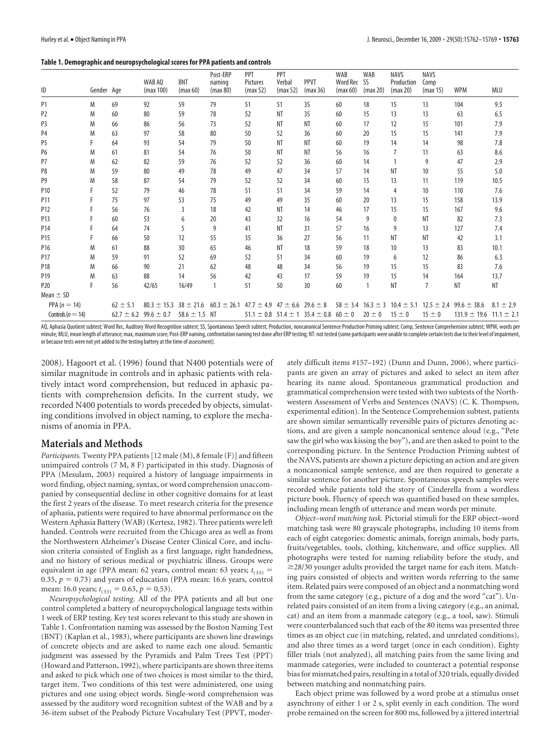**Table 1. Demographic and neuropsychological scores for PPA patients and controls**

| ID | Gender | Age | WAB AQ (max 100) | BNT (max 60) | Post-ERP naming (max 80) | PPT Pictures (max 52) | PPT Verbal (max 52) | PPVT (max 36) | WAB Word Rec (max 60) | WAB SS (max 20) | NAVS Production (max 20) | NAVS Comp (max 15) | WPM | MLU |
|---|---|---|---|---|---|---|---|---|---|---|---|---|---|---|
| P1 | M | 69 | 92 | 59 | 79 | 51 | 51 | 35 | 60 | 18 | 15 | 13 | 104 | 9.5 |
| P2 | M | 60 | 80 | 59 | 78 | 52 | NT | 35 | 60 | 15 | 13 | 13 | 63 | 6.5 |
| P3 | M | 66 | 86 | 56 | 73 | 52 | NT | NT | 60 | 17 | 12 | 15 | 101 | 7.9 |
| P4 | M | 63 | 97 | 58 | 80 | 50 | 52 | 36 | 60 | 20 | 15 | 15 | 141 | 7.9 |
| P5 | F | 64 | 93 | 54 | 79 | 50 | NT | NT | 60 | 19 | 14 | 14 | 98 | 7.8 |
| P6 | M | 61 | 81 | 54 | 76 | 50 | NT | NT | 56 | 16 | 7 | 11 | 63 | 8.6 |
| P7 | M | 62 | 82 | 59 | 76 | 52 | 52 | 36 | 60 | 14 | 1 | 9 | 47 | 2.9 |
| P8 | M | 59 | 80 | 49 | 78 | 49 | 47 | 34 | 57 | 14 | NT | 10 | 55 | 5.0 |
| P9 | M | 58 | 87 | 54 | 79 | 52 | 52 | 34 | 60 | 15 | 13 | 11 | 119 | 10.5 |
| P10 | F | 52 | 79 | 46 | 78 | 51 | 51 | 34 | 59 | 14 | 4 | 10 | 110 | 7.6 |
| P11 | F | 75 | 97 | 53 | 75 | 49 | 49 | 35 | 60 | 20 | 13 | 15 | 158 | 13.9 |
| P12 | F | 56 | 76 | 3 | 18 | 42 | NT | 14 | 46 | 17 | 15 | 15 | 167 | 9.6 |
| P13 | F | 60 | 53 | 6 | 20 | 43 | 32 | 16 | 54 | 9 | 0 | NT | 82 | 7.3 |
| P14 | F | 64 | 74 | 5 | 9 | 41 | NT | 31 | 57 | 16 | 9 | 13 | 127 | 7.4 |
| P15 | F | 66 | 50 | 12 | 55 | 35 | 36 | 27 | 56 | 11 | NT | NT | 42 | 3.1 |
| P16 | M | 61 | 88 | 30 | 65 | 46 | NT | 18 | 59 | 18 | 10 | 13 | 83 | 10.1 |
| P17 | M | 59 | 91 | 52 | 69 | 52 | 51 | 34 | 60 | 19 | 6 | 12 | 86 | 6.3 |
| P18 | M | 66 | 90 | 21 | 62 | 48 | 48 | 34 | 56 | 19 | 15 | 15 | 83 | 7.6 |
| P19 | M | 63 | 88 | 14 | 56 | 42 | 43 | 17 | 59 | 19 | 15 | 14 | 164 | 13.7 |
| P20 | F | 56 | 42/65 | 16/49 | 1 | 51 | 50 | 30 | 60 | 1 | NT | 7 | NT | NT |
| Mean ± SD | | | | | | | | | | | | | | |
| PPA ($n = 14$) | | 62 ± 5.1 | 80.3 ± 15.3 | 38 ± 21.6 | 60.3 ± 26.1 | 47.7 ± 4.9 | 47 ± 6.6 | 29.6 ± 8 | 58 ± 3.4 | 16.3 ± 3 | 10.4 ± 5.1 | 12.5 ± 2.4 | 99.6 ± 38.6 | 8.1 ± 2.9 |
| Controls ($n = 14$) | | 62.7 ± 6.2 | 99.6 ± 0.7 | 58.6 ± 1.5 | NT | 51.1 ± 0.8 | 51.4 ± 1 | 35.4 ± 0.8 | 60 ± 0 | 20 ± 0 | 15 ± 0 | 15 ± 0 | 131.9 ± 19.6 | 11.1 ± 2.1 |

AQ, Aphasia Quotient subtest; Word Rec, Auditory Word Recognition subtest; SS, Spontaneous Speech subtest; Production, noncanonical Sentence Production Priming subtest; Comp, Sentence Comprehension subtest; WPM, words per minute; MLU, mean length of utterance; max, maximum score; Post-ERP naming, confrontation naming test done after ERP testing; NT: not tested (some participants were unable to complete certain tests due to their level of impairment, or because tests were not yet added to the testing battery at the time of assessment).

2008). Hagoort et al. (1996) found that N400 potentials were of similar magnitude in controls and in aphasic patients with relatively intact word comprehension, but reduced in aphasic patients with comprehension deficits. In the current study, we recorded N400 potentials to words preceded by objects, simulating conditions involved in object naming, to explore the mechanisms of anomia in PPA.

## Materials and Methods

*Participants.* Twenty PPA patients [12 male (M), 8 female (F)] and fifteen unimpaired controls (7 M, 8 F) participated in this study. Diagnosis of PPA (Mesulam, 2003) required a history of language impairments in word finding, object naming, syntax, or word comprehension unaccompanied by consequential decline in other cognitive domains for at least the first 2 years of the disease. To meet research criteria for the presence of aphasia, patients were required to have abnormal performance on the Western Aphasia Battery (WAB) (Kertesz, 1982). Three patients were left handed. Controls were recruited from the Chicago area as well as from the Northwestern Alzheimer's Disease Center Clinical Core, and inclusion criteria consisted of English as a first language, right handedness, and no history of serious medical or psychiatric illness. Groups were equivalent in age (PPA mean: 62 years, control mean: 63 years; $t_{(33)} = 0.35$, $p = 0.73$) and years of education (PPA mean: 16.6 years, control mean: 16.0 years; $t_{(33)} = 0.63$, $p = 0.53$).

*Neuropsychological testing.* All of the PPA patients and all but one control completed a battery of neuropsychological language tests within 1 week of ERP testing. Key test scores relevant to this study are shown in Table 1. Confrontation naming was assessed by the Boston Naming Test (BNT) (Kaplan et al., 1983), where participants are shown line drawings of concrete objects and are asked to name each one aloud. Semantic judgment was assessed by the Pyramids and Palm Trees Test (PPT) (Howard and Patterson, 1992), where participants are shown three items and asked to pick which one of two choices is most similar to the third, target item. Two conditions of this test were administered, one using pictures and one using object words. Single-word comprehension was assessed by the auditory word recognition subtest of the WAB and by a 36-item subset of the Peabody Picture Vocabulary Test (PPVT, moderately difficult items #157–192) (Dunn and Dunn, 2006), where participants are given an array of pictures and asked to select an item after hearing its name aloud. Spontaneous grammatical production and grammatical comprehension were tested with two subtests of the Northwestern Assessment of Verbs and Sentences (NAVS) (C. K. Thompson, experimental edition). In the Sentence Comprehension subtest, patients are shown similar semantically reversible pairs of pictures denoting actions, and are given a sample noncanonical sentence aloud (e.g., "Pete saw the girl who was kissing the boy"), and are then asked to point to the corresponding picture. In the Sentence Production Priming subtest of the NAVS, patients are shown a picture depicting an action and are given a noncanonical sample sentence, and are then required to generate a similar sentence for another picture. Spontaneous speech samples were recorded while patients told the story of Cinderella from a wordless picture book. Fluency of speech was quantified based on these samples, including mean length of utterance and mean words per minute.

*Object–word matching task.* Pictorial stimuli for the ERP object–word matching task were 80 grayscale photographs, including 10 items from each of eight categories: domestic animals, foreign animals, body parts, fruits/vegetables, tools, clothing, kitchenware, and office supplies. All photographs were tested for naming reliability before the study, and ≥28/30 younger adults provided the target name for each item. Matching pairs consisted of objects and written words referring to the same item. Related pairs were composed of an object and a nonmatching word from the same category (e.g., picture of a dog and the word "cat"). Unrelated pairs consisted of an item from a living category (e.g., an animal, cat) and an item from a manmade category (e.g., a tool, saw). Stimuli were counterbalanced such that each of the 80 items was presented three times as an object cue (in matching, related, and unrelated conditions), and also three times as a word target (once in each condition). Eighty filler trials (not analyzed), all matching pairs from the same living and manmade categories, were included to counteract a potential response bias for mismatched pairs, resulting in a total of 320 trials, equally divided between matching and nonmatching pairs.

Each object prime was followed by a word probe at a stimulus onset asynchrony of either 1 or 2 s, split evenly in each condition. The word probe remained on the screen for 800 ms, followed by a jittered intertrial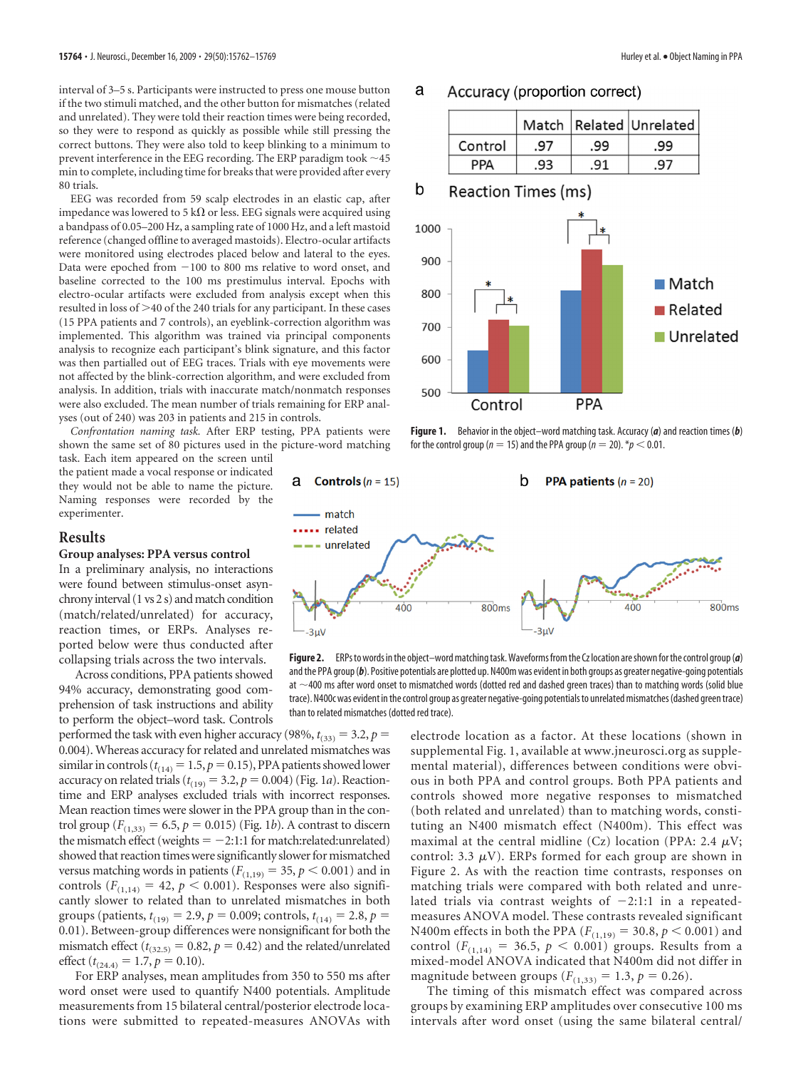interval of 3–5 s. Participants were instructed to press one mouse button if the two stimuli matched, and the other button for mismatches (related and unrelated). They were told their reaction times were being recorded, so they were to respond as quickly as possible while still pressing the correct buttons. They were also told to keep blinking to a minimum to prevent interference in the EEG recording. The ERP paradigm took ~45 min to complete, including time for breaks that were provided after every 80 trials.

EEG was recorded from 59 scalp electrodes in an elastic cap, after impedance was lowered to 5 kΩ or less. EEG signals were acquired using a bandpass of 0.05–200 Hz, a sampling rate of 1000 Hz, and a left mastoid reference (changed offline to averaged mastoids). Electro-ocular artifacts were monitored using electrodes placed below and lateral to the eyes. Data were epoched from −100 to 800 ms relative to word onset, and baseline corrected to the 100 ms prestimulus interval. Epochs with electro-ocular artifacts were excluded from analysis except when this resulted in loss of >40 of the 240 trials for any participant. In these cases (15 PPA patients and 7 controls), an eyeblink-correction algorithm was implemented. This algorithm was trained via principal components analysis to recognize each participant's blink signature, and this factor was then partialled out of EEG traces. Trials with eye movements were not affected by the blink-correction algorithm, and were excluded from analysis. In addition, trials with inaccurate match/nonmatch responses were also excluded. The mean number of trials remaining for ERP analyses (out of 240) was 203 in patients and 215 in controls.

*Confrontation naming task.* After ERP testing, PPA patients were shown the same set of 80 pictures used in the picture-word matching task. Each item appeared on the screen until the patient made a vocal response or indicated they would not be able to name the picture. Naming responses were recorded by the experimenter.

## Results

### Group analyses: PPA versus control

In a preliminary analysis, no interactions were found between stimulus-onset asynchrony interval (1 vs 2 s) and match condition (match/related/unrelated) for accuracy, reaction times, or ERPs. Analyses reported below were thus conducted after collapsing trials across the two intervals.

Across conditions, PPA patients showed 94% accuracy, demonstrating good comprehension of task instructions and ability to perform the object–word task. Controls performed the task with even higher accuracy (98%, $t_{(33)} = 3.2$, $p = 0.004$). Whereas accuracy for related and unrelated mismatches was similar in controls ($t_{(14)} = 1.5$, $p = 0.15$), PPA patients showed lower accuracy on related trials ($t_{(19)} = 3.2$, $p = 0.004$) (Fig. 1*a*). Reaction-time and ERP analyses excluded trials with incorrect responses. Mean reaction times were slower in the PPA group than in the control group ($F_{(1,33)} = 6.5$, $p = 0.015$) (Fig. 1*b*). A contrast to discern the mismatch effect (weights = −2:1:1 for match:related:unrelated) showed that reaction times were significantly slower for mismatched versus matching words in patients ($F_{(1,19)} = 35$, $p < 0.001$) and in controls ($F_{(1,14)} = 42$, $p < 0.001$). Responses were also significantly slower to related than to unrelated mismatches in both groups (patients, $t_{(19)} = 2.9$, $p = 0.009$; controls, $t_{(14)} = 2.8$, $p = 0.01$). Between-group differences were nonsignificant for both the mismatch effect ($t_{(32.5)} = 0.82$, $p = 0.42$) and the related/unrelated effect ($t_{(24.4)} = 1.7$, $p = 0.10$).

For ERP analyses, mean amplitudes from 350 to 550 ms after word onset were used to quantify N400 potentials. Amplitude measurements from 15 bilateral central/posterior electrode locations were submitted to repeated-measures ANOVAs with electrode location as a factor. At these locations (shown in supplemental Fig. 1, available at www.jneurosci.org as supplemental material), differences between conditions were obvious in both PPA and control groups. Both PPA patients and controls showed more negative responses to mismatched (both related and unrelated) than to matching words, constituting an N400 mismatch effect (N400m). This effect was maximal at the central midline (Cz) location (PPA: 2.4 μV; control: 3.3 μV). ERPs formed for each group are shown in Figure 2. As with the reaction time contrasts, responses on matching trials were compared with both related and unrelated trials via contrast weights of −2:1:1 in a repeated-measures ANOVA model. These contrasts revealed significant N400m effects in both the PPA ($F_{(1,19)} = 30.8$, $p < 0.001$) and control ($F_{(1,14)} = 36.5$, $p < 0.001$) groups. Results from a mixed-model ANOVA indicated that N400m did not differ in magnitude between groups ($F_{(1,33)} = 1.3$, $p = 0.26$).

The timing of this mismatch effect was compared across groups by examining ERP amplitudes over consecutive 100 ms intervals after word onset (using the same bilateral central/

**a** Accuracy (proportion correct)

| | Match | Related | Unrelated |
|---|---|---|---|
| Control | .97 | .99 | .99 |
| PPA | .93 | .91 | .97 |

**b** Reaction Times (ms)

**Figure 1.** Behavior in the object–word matching task. Accuracy (*a*) and reaction times (*b*) for the control group ($n = 15$) and the PPA group ($n = 20$). *$p < 0.01$.

**Figure 2.** ERPs to words in the object–word matching task. Waveforms from the Cz location are shown for the control group (*a*) and the PPA group (*b*). Positive potentials are plotted up. N400m was evident in both groups as greater negative-going potentials at ~400 ms after word onset to mismatched words (dotted red and dashed green traces) than to matching words (solid blue trace). N400c was evident in the control group as greater negative-going potentials to unrelated mismatches (dashed green trace) than to related mismatches (dotted red trace).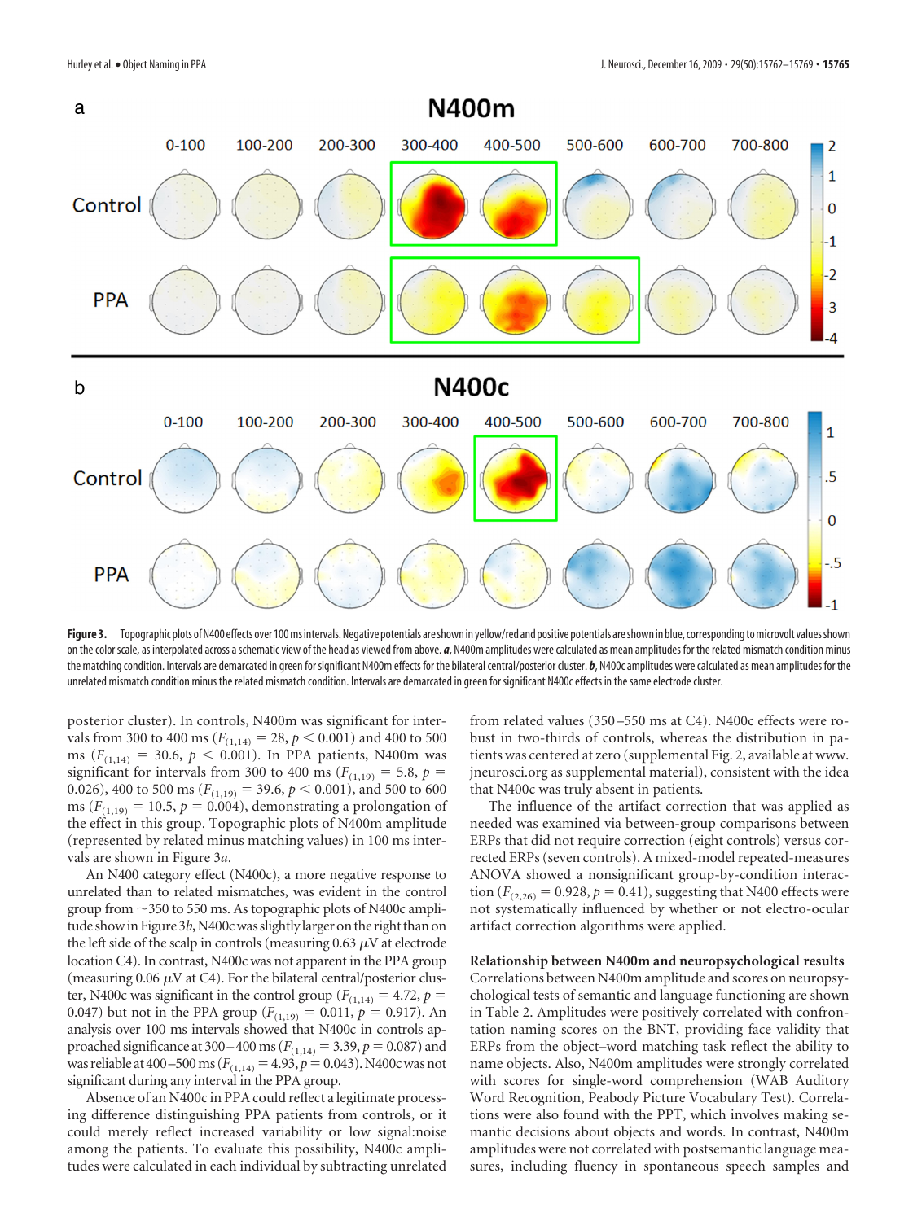**Figure 3.** Topographic plots of N400 effects over 100 ms intervals. Negative potentials are shown in yellow/red and positive potentials are shown in blue, corresponding to microvolt values shown on the color scale, as interpolated across a schematic view of the head as viewed from above. ***a***, N400m amplitudes were calculated as mean amplitudes for the related mismatch condition minus the matching condition. Intervals are demarcated in green for significant N400m effects for the bilateral central/posterior cluster. ***b***, N400c amplitudes were calculated as mean amplitudes for the unrelated mismatch condition minus the related mismatch condition. Intervals are demarcated in green for significant N400c effects in the same electrode cluster.

posterior cluster). In controls, N400m was significant for intervals from 300 to 400 ms ($F_{(1,14)} = 28$, $p < 0.001$) and 400 to 500 ms ($F_{(1,14)} = 30.6$, $p < 0.001$). In PPA patients, N400m was significant for intervals from 300 to 400 ms ($F_{(1,19)} = 5.8$, $p = 0.026$), 400 to 500 ms ($F_{(1,19)} = 39.6$, $p < 0.001$), and 500 to 600 ms ($F_{(1,19)} = 10.5$, $p = 0.004$), demonstrating a prolongation of the effect in this group. Topographic plots of N400m amplitude (represented by related minus matching values) in 100 ms intervals are shown in Figure 3*a*.

An N400 category effect (N400c), a more negative response to unrelated than to related mismatches, was evident in the control group from ~350 to 550 ms. As topographic plots of N400c amplitude show in Figure 3*b*, N400c was slightly larger on the right than on the left side of the scalp in controls (measuring 0.63 $\mu$V at electrode location C4). In contrast, N400c was not apparent in the PPA group (measuring 0.06 $\mu$V at C4). For the bilateral central/posterior cluster, N400c was significant in the control group ($F_{(1,14)} = 4.72$, $p = 0.047$) but not in the PPA group ($F_{(1,19)} = 0.011$, $p = 0.917$). An analysis over 100 ms intervals showed that N400c in controls approached significance at 300–400 ms ($F_{(1,14)} = 3.39$, $p = 0.087$) and was reliable at 400–500 ms ($F_{(1,14)} = 4.93$, $p = 0.043$). N400c was not significant during any interval in the PPA group.

Absence of an N400c in PPA could reflect a legitimate processing difference distinguishing PPA patients from controls, or it could merely reflect increased variability or low signal:noise among the patients. To evaluate this possibility, N400c amplitudes were calculated in each individual by subtracting unrelated from related values (350–550 ms at C4). N400c effects were robust in two-thirds of controls, whereas the distribution in patients was centered at zero (supplemental Fig. 2, available at www.jneurosci.org as supplemental material), consistent with the idea that N400c was truly absent in patients.

The influence of the artifact correction that was applied as needed was examined via between-group comparisons between ERPs that did not require correction (eight controls) versus corrected ERPs (seven controls). A mixed-model repeated-measures ANOVA showed a nonsignificant group-by-condition interaction ($F_{(2,26)} = 0.928$, $p = 0.41$), suggesting that N400 effects were not systematically influenced by whether or not electro-ocular artifact correction algorithms were applied.

### Relationship between N400m and neuropsychological results

Correlations between N400m amplitude and scores on neuropsychological tests of semantic and language functioning are shown in Table 2. Amplitudes were positively correlated with confrontation naming scores on the BNT, providing face validity that ERPs from the object–word matching task reflect the ability to name objects. Also, N400m amplitudes were strongly correlated with scores for single-word comprehension (WAB Auditory Word Recognition, Peabody Picture Vocabulary Test). Correlations were also found with the PPT, which involves making semantic decisions about objects and words. In contrast, N400m amplitudes were not correlated with postsemantic language measures, including fluency in spontaneous speech samples and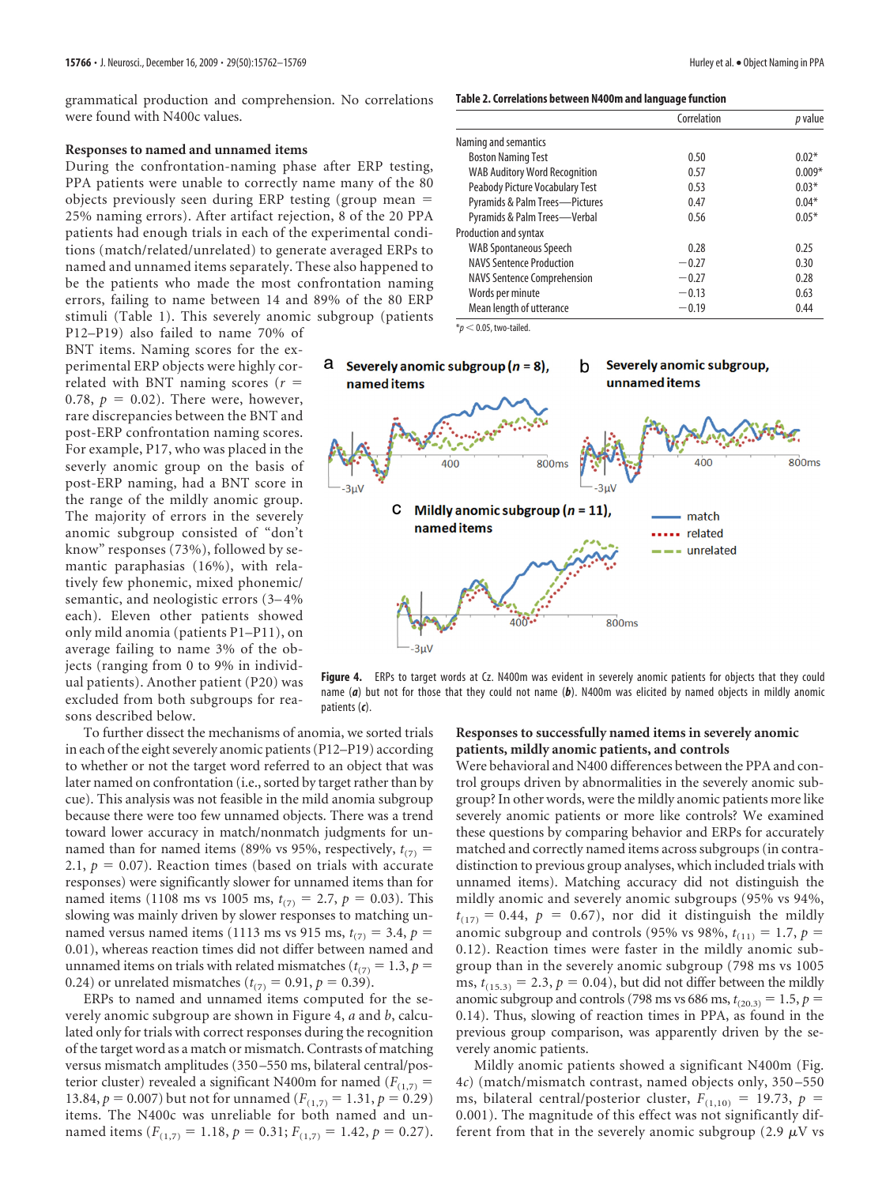grammatical production and comprehension. No correlations were found with N400c values.

### Responses to named and unnamed items

During the confrontation-naming phase after ERP testing, PPA patients were unable to correctly name many of the 80 objects previously seen during ERP testing (group mean = 25% naming errors). After artifact rejection, 8 of the 20 PPA patients had enough trials in each of the experimental conditions (match/related/unrelated) to generate averaged ERPs to named and unnamed items separately. These also happened to be the patients who made the most confrontation naming errors, failing to name between 14 and 89% of the 80 ERP stimuli (Table 1). This severely anomic subgroup (patients P12–P19) also failed to name 70% of BNT items. Naming scores for the experimental ERP objects were highly correlated with BNT naming scores ($r$ = 0.78, $p$ = 0.02). There were, however, rare discrepancies between the BNT and post-ERP confrontation naming scores. For example, P17, who was placed in the severely anomic group on the basis of post-ERP naming, had a BNT score in the range of the mildly anomic group. The majority of errors in the severely anomic subgroup consisted of "don't know" responses (73%), followed by semantic paraphasias (16%), with relatively few phonemic, mixed phonemic/semantic, and neologistic errors (3–4% each). Eleven other patients showed only mild anomia (patients P1–P11), on average failing to name 3% of the objects (ranging from 0 to 9% in individual patients). Another patient (P20) was excluded from both subgroups for reasons described below.

To further dissect the mechanisms of anomia, we sorted trials in each of the eight severely anomic patients (P12–P19) according to whether or not the target word referred to an object that was later named on confrontation (i.e., sorted by target rather than by cue). This analysis was not feasible in the mild anomia subgroup because there were too few unnamed objects. There was a trend toward lower accuracy in match/nonmatch judgments for unnamed than for named items (89% vs 95%, respectively, $t_{(7)}$ = 2.1, $p$ = 0.07). Reaction times (based on trials with accurate responses) were significantly slower for unnamed items than for named items (1108 ms vs 1005 ms, $t_{(7)}$ = 2.7, $p$ = 0.03). This slowing was mainly driven by slower responses to matching unnamed versus named items (1113 ms vs 915 ms, $t_{(7)}$ = 3.4, $p$ = 0.01), whereas reaction times did not differ between named and unnamed items on trials with related mismatches ($t_{(7)}$ = 1.3, $p$ = 0.24) or unrelated mismatches ($t_{(7)}$ = 0.91, $p$ = 0.39).

ERPs to named and unnamed items computed for the severely anomic subgroup are shown in Figure 4, *a* and *b*, calculated only for trials with correct responses during the recognition of the target word as a match or mismatch. Contrasts of matching versus mismatch amplitudes (350–550 ms, bilateral central/posterior cluster) revealed a significant N400m for named ($F_{(1,7)}$ = 13.84, $p$ = 0.007) but not for unnamed ($F_{(1,7)}$ = 1.31, $p$ = 0.29) items. The N400c was unreliable for both named and unnamed items ($F_{(1,7)}$ = 1.18, $p$ = 0.31; $F_{(1,7)}$ = 1.42, $p$ = 0.27).

**Table 2. Correlations between N400m and language function**

| | Correlation | $p$ value |
|---|---|---|
| Naming and semantics | | |
| Boston Naming Test | 0.50 | 0.02* |
| WAB Auditory Word Recognition | 0.57 | 0.009* |
| Peabody Picture Vocabulary Test | 0.53 | 0.03* |
| Pyramids & Palm Trees—Pictures | 0.47 | 0.04* |
| Pyramids & Palm Trees—Verbal | 0.56 | 0.05* |
| Production and syntax | | |
| WAB Spontaneous Speech | 0.28 | 0.25 |
| NAVS Sentence Production | −0.27 | 0.30 |
| NAVS Sentence Comprehension | −0.27 | 0.28 |
| Words per minute | −0.13 | 0.63 |
| Mean length of utterance | −0.19 | 0.44 |

*$p < 0.05$, two-tailed.

**Figure 4.** ERPs to target words at Cz. N400m was evident in severely anomic patients for objects that they could name (***a***) but not for those that they could not name (***b***). N400m was elicited by named objects in mildly anomic patients (***c***).

### Responses to successfully named items in severely anomic patients, mildly anomic patients, and controls

Were behavioral and N400 differences between the PPA and control groups driven by abnormalities in the severely anomic subgroup? In other words, were the mildly anomic patients more like severely anomic patients or more like controls? We examined these questions by comparing behavior and ERPs for accurately matched and correctly named items across subgroups (in contradistinction to previous group analyses, which included trials with unnamed items). Matching accuracy did not distinguish the mildly anomic and severely anomic subgroups (95% vs 94%, $t_{(17)}$ = 0.44, $p$ = 0.67), nor did it distinguish the mildly anomic subgroup and controls (95% vs 98%, $t_{(11)}$ = 1.7, $p$ = 0.12). Reaction times were faster in the mildly anomic subgroup than in the severely anomic subgroup (798 ms vs 1005 ms, $t_{(15.3)}$ = 2.3, $p$ = 0.04), but did not differ between the mildly anomic subgroup and controls (798 ms vs 686 ms, $t_{(20.3)}$ = 1.5, $p$ = 0.14). Thus, slowing of reaction times in PPA, as found in the previous group comparison, was apparently driven by the severely anomic patients.

Mildly anomic patients showed a significant N400m (Fig. 4*c*) (match/mismatch contrast, named objects only, 350–550 ms, bilateral central/posterior cluster, $F_{(1,10)}$ = 19.73, $p$ = 0.001). The magnitude of this effect was not significantly different from that in the severely anomic subgroup (2.9 $\mu$V vs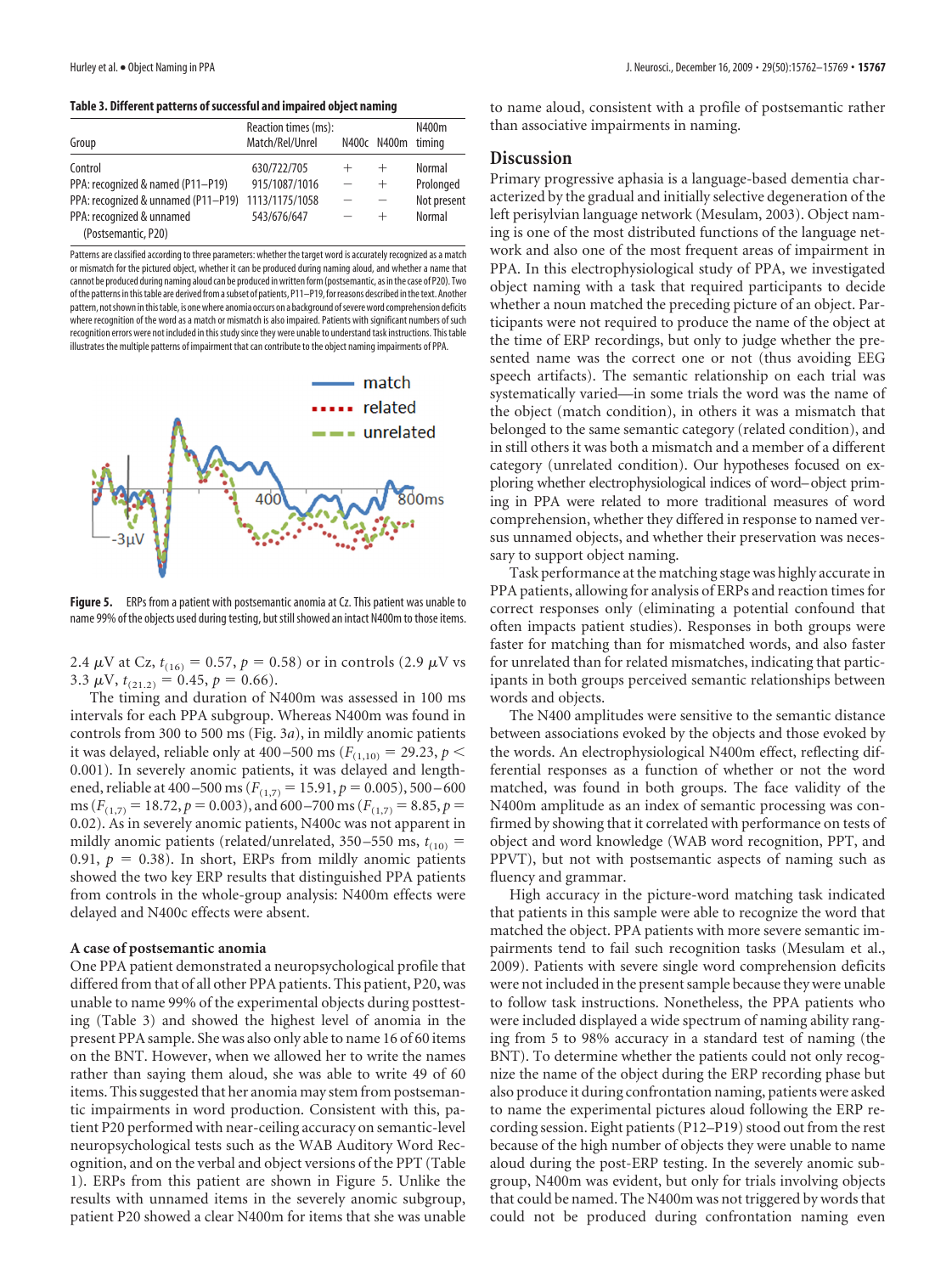**Table 3. Different patterns of successful and impaired object naming**

| Group | Reaction times (ms): Match/Rel/Unrel | N400c | N400m | N400m timing |
|---|---|---|---|---|
| Control | 630/722/705 | + | + | Normal |
| PPA: recognized & named (P11–P19) | 915/1087/1016 | − | + | Prolonged |
| PPA: recognized & unnamed (P11–P19) | 1113/1175/1058 | − | − | Not present |
| PPA: recognized & unnamed (Postsemantic, P20) | 543/676/647 | − | + | Normal |

Patterns are classified according to three parameters: whether the target word is accurately recognized as a match or mismatch for the pictured object, whether it can be produced during naming aloud, and whether a name that cannot be produced during naming aloud can be produced in written form (postsemantic, as in the case of P20). Two of the patterns in this table are derived from a subset of patients, P11–P19, for reasons described in the text. Another pattern, not shown in this table, is one where anomia occurs on a background of severe word comprehension deficits where recognition of the word as a match or mismatch is also impaired. Patients with significant numbers of such recognition errors were not included in this study since they were unable to understand task instructions. This table illustrates the multiple patterns of impairment that can contribute to the object naming impairments of PPA.

**Figure 5.** ERPs from a patient with postsemantic anomia at Cz. This patient was unable to name 99% of the objects used during testing, but still showed an intact N400m to those items.

2.4 μV at Cz, $t_{(16)} = 0.57$, $p = 0.58$) or in controls (2.9 μV vs 3.3 μV, $t_{(21.2)} = 0.45$, $p = 0.66$).

The timing and duration of N400m was assessed in 100 ms intervals for each PPA subgroup. Whereas N400m was found in controls from 300 to 500 ms (Fig. 3*a*), in mildly anomic patients it was delayed, reliable only at 400–500 ms ($F_{(1,10)} = 29.23$, $p < 0.001$). In severely anomic patients, it was delayed and lengthened, reliable at 400–500 ms ($F_{(1,7)} = 15.91$, $p = 0.005$), 500–600 ms ($F_{(1,7)} = 18.72$, $p = 0.003$), and 600–700 ms ($F_{(1,7)} = 8.85$, $p = 0.02$). As in severely anomic patients, N400c was not apparent in mildly anomic patients (related/unrelated, 350–550 ms, $t_{(10)} = 0.91$, $p = 0.38$). In short, ERPs from mildly anomic patients showed the two key ERP results that distinguished PPA patients from controls in the whole-group analysis: N400m effects were delayed and N400c effects were absent.

### A case of postsemantic anomia

One PPA patient demonstrated a neuropsychological profile that differed from that of all other PPA patients. This patient, P20, was unable to name 99% of the experimental objects during posttesting (Table 3) and showed the highest level of anomia in the present PPA sample. She was also only able to name 16 of 60 items on the BNT. However, when we allowed her to write the names rather than saying them aloud, she was able to write 49 of 60 items. This suggested that her anomia may stem from postsemantic impairments in word production. Consistent with this, patient P20 performed with near-ceiling accuracy on semantic-level neuropsychological tests such as the WAB Auditory Word Recognition, and on the verbal and object versions of the PPT (Table 1). ERPs from this patient are shown in Figure 5. Unlike the results with unnamed items in the severely anomic subgroup, patient P20 showed a clear N400m for items that she was unable to name aloud, consistent with a profile of postsemantic rather than associative impairments in naming.

## Discussion

Primary progressive aphasia is a language-based dementia characterized by the gradual and initially selective degeneration of the left perisylvian language network (Mesulam, 2003). Object naming is one of the most distributed functions of the language network and also one of the most frequent areas of impairment in PPA. In this electrophysiological study of PPA, we investigated object naming with a task that required participants to decide whether a noun matched the preceding picture of an object. Participants were not required to produce the name of the object at the time of ERP recordings, but only to judge whether the presented name was the correct one or not (thus avoiding EEG speech artifacts). The semantic relationship on each trial was systematically varied—in some trials the word was the name of the object (match condition), in others it was a mismatch that belonged to the same semantic category (related condition), and in still others it was both a mismatch and a member of a different category (unrelated condition). Our hypotheses focused on exploring whether electrophysiological indices of word–object priming in PPA were related to more traditional measures of word comprehension, whether they differed in response to named versus unnamed objects, and whether their preservation was necessary to support object naming.

Task performance at the matching stage was highly accurate in PPA patients, allowing for analysis of ERPs and reaction times for correct responses only (eliminating a potential confound that often impacts patient studies). Responses in both groups were faster for matching than for mismatched words, and also faster for unrelated than for related mismatches, indicating that participants in both groups perceived semantic relationships between words and objects.

The N400 amplitudes were sensitive to the semantic distance between associations evoked by the objects and those evoked by the words. An electrophysiological N400m effect, reflecting differential responses as a function of whether or not the word matched, was found in both groups. The face validity of the N400m amplitude as an index of semantic processing was confirmed by showing that it correlated with performance on tests of object and word knowledge (WAB word recognition, PPT, and PPVT), but not with postsemantic aspects of naming such as fluency and grammar.

High accuracy in the picture-word matching task indicated that patients in this sample were able to recognize the word that matched the object. PPA patients with more severe semantic impairments tend to fail such recognition tasks (Mesulam et al., 2009). Patients with severe single word comprehension deficits were not included in the present sample because they were unable to follow task instructions. Nonetheless, the PPA patients who were included displayed a wide spectrum of naming ability ranging from 5 to 98% accuracy in a standard test of naming (the BNT). To determine whether the patients could not only recognize the name of the object during the ERP recording phase but also produce it during confrontation naming, patients were asked to name the experimental pictures aloud following the ERP recording session. Eight patients (P12–P19) stood out from the rest because of the high number of objects they were unable to name aloud during the post-ERP testing. In the severely anomic subgroup, N400m was evident, but only for trials involving objects that could be named. The N400m was not triggered by words that could not be produced during confrontation naming even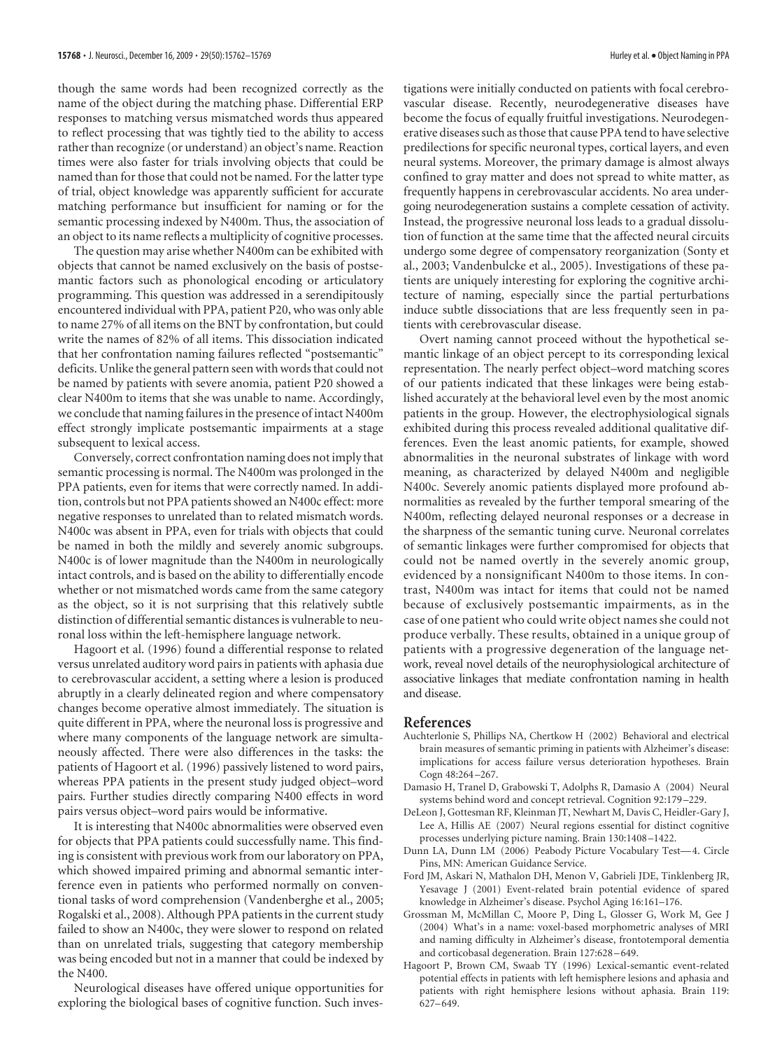though the same words had been recognized correctly as the name of the object during the matching phase. Differential ERP responses to matching versus mismatched words thus appeared to reflect processing that was tightly tied to the ability to access rather than recognize (or understand) an object's name. Reaction times were also faster for trials involving objects that could be named than for those that could not be named. For the latter type of trial, object knowledge was apparently sufficient for accurate matching performance but insufficient for naming or for the semantic processing indexed by N400m. Thus, the association of an object to its name reflects a multiplicity of cognitive processes.

The question may arise whether N400m can be exhibited with objects that cannot be named exclusively on the basis of postsemantic factors such as phonological encoding or articulatory programming. This question was addressed in a serendipitously encountered individual with PPA, patient P20, who was only able to name 27% of all items on the BNT by confrontation, but could write the names of 82% of all items. This dissociation indicated that her confrontation naming failures reflected "postsemantic" deficits. Unlike the general pattern seen with words that could not be named by patients with severe anomia, patient P20 showed a clear N400m to items that she was unable to name. Accordingly, we conclude that naming failures in the presence of intact N400m effect strongly implicate postsemantic impairments at a stage subsequent to lexical access.

Conversely, correct confrontation naming does not imply that semantic processing is normal. The N400m was prolonged in the PPA patients, even for items that were correctly named. In addition, controls but not PPA patients showed an N400c effect: more negative responses to unrelated than to related mismatch words. N400c was absent in PPA, even for trials with objects that could be named in both the mildly and severely anomic subgroups. N400c is of lower magnitude than the N400m in neurologically intact controls, and is based on the ability to differentially encode whether or not mismatched words came from the same category as the object, so it is not surprising that this relatively subtle distinction of differential semantic distances is vulnerable to neuronal loss within the left-hemisphere language network.

Hagoort et al. (1996) found a differential response to related versus unrelated auditory word pairs in patients with aphasia due to cerebrovascular accident, a setting where a lesion is produced abruptly in a clearly delineated region and where compensatory changes become operative almost immediately. The situation is quite different in PPA, where the neuronal loss is progressive and where many components of the language network are simultaneously affected. There were also differences in the tasks: the patients of Hagoort et al. (1996) passively listened to word pairs, whereas PPA patients in the present study judged object–word pairs. Further studies directly comparing N400 effects in word pairs versus object–word pairs would be informative.

It is interesting that N400c abnormalities were observed even for objects that PPA patients could successfully name. This finding is consistent with previous work from our laboratory on PPA, which showed impaired priming and abnormal semantic interference even in patients who performed normally on conventional tasks of word comprehension (Vandenberghe et al., 2005; Rogalski et al., 2008). Although PPA patients in the current study failed to show an N400c, they were slower to respond on related than on unrelated trials, suggesting that category membership was being encoded but not in a manner that could be indexed by the N400.

Neurological diseases have offered unique opportunities for exploring the biological bases of cognitive function. Such investigations were initially conducted on patients with focal cerebrovascular disease. Recently, neurodegenerative diseases have become the focus of equally fruitful investigations. Neurodegenerative diseases such as those that cause PPA tend to have selective predilections for specific neuronal types, cortical layers, and even neural systems. Moreover, the primary damage is almost always confined to gray matter and does not spread to white matter, as frequently happens in cerebrovascular accidents. No area undergoing neurodegeneration sustains a complete cessation of activity. Instead, the progressive neuronal loss leads to a gradual dissolution of function at the same time that the affected neural circuits undergo some degree of compensatory reorganization (Sonty et al., 2003; Vandenbulcke et al., 2005). Investigations of these patients are uniquely interesting for exploring the cognitive architecture of naming, especially since the partial perturbations induce subtle dissociations that are less frequently seen in patients with cerebrovascular disease.

Overt naming cannot proceed without the hypothetical semantic linkage of an object percept to its corresponding lexical representation. The nearly perfect object–word matching scores of our patients indicated that these linkages were being established accurately at the behavioral level even by the most anomic patients in the group. However, the electrophysiological signals exhibited during this process revealed additional qualitative differences. Even the least anomic patients, for example, showed abnormalities in the neuronal substrates of linkage with word meaning, as characterized by delayed N400m and negligible N400c. Severely anomic patients displayed more profound abnormalities as revealed by the further temporal smearing of the N400m, reflecting delayed neuronal responses or a decrease in the sharpness of the semantic tuning curve. Neuronal correlates of semantic linkages were further compromised for objects that could not be named overtly in the severely anomic group, evidenced by a nonsignificant N400m to those items. In contrast, N400m was intact for items that could not be named because of exclusively postsemantic impairments, as in the case of one patient who could write object names she could not produce verbally. These results, obtained in a unique group of patients with a progressive degeneration of the language network, reveal novel details of the neurophysiological architecture of associative linkages that mediate confrontation naming in health and disease.

## References

Auchterlonie S, Phillips NA, Chertkow H (2002) Behavioral and electrical brain measures of semantic priming in patients with Alzheimer's disease: implications for access failure versus deterioration hypotheses. Brain Cogn 48:264–267.

Damasio H, Tranel D, Grabowski T, Adolphs R, Damasio A (2004) Neural systems behind word and concept retrieval. Cognition 92:179–229.

DeLeon J, Gottesman RF, Kleinman JT, Newhart M, Davis C, Heidler-Gary J, Lee A, Hillis AE (2007) Neural regions essential for distinct cognitive processes underlying picture naming. Brain 130:1408–1422.

Dunn LA, Dunn LM (2006) Peabody Picture Vocabulary Test—4. Circle Pins, MN: American Guidance Service.

Ford JM, Askari N, Mathalon DH, Menon V, Gabrieli JDE, Tinklenberg JR, Yesavage J (2001) Event-related brain potential evidence of spared knowledge in Alzheimer's disease. Psychol Aging 16:161–176.

Grossman M, McMillan C, Moore P, Ding L, Glosser G, Work M, Gee J (2004) What's in a name: voxel-based morphometric analyses of MRI and naming difficulty in Alzheimer's disease, frontotemporal dementia and corticobasal degeneration. Brain 127:628–649.

Hagoort P, Brown CM, Swaab TY (1996) Lexical-semantic event-related potential effects in patients with left hemisphere lesions and aphasia and patients with right hemisphere lesions without aphasia. Brain 119: 627–649.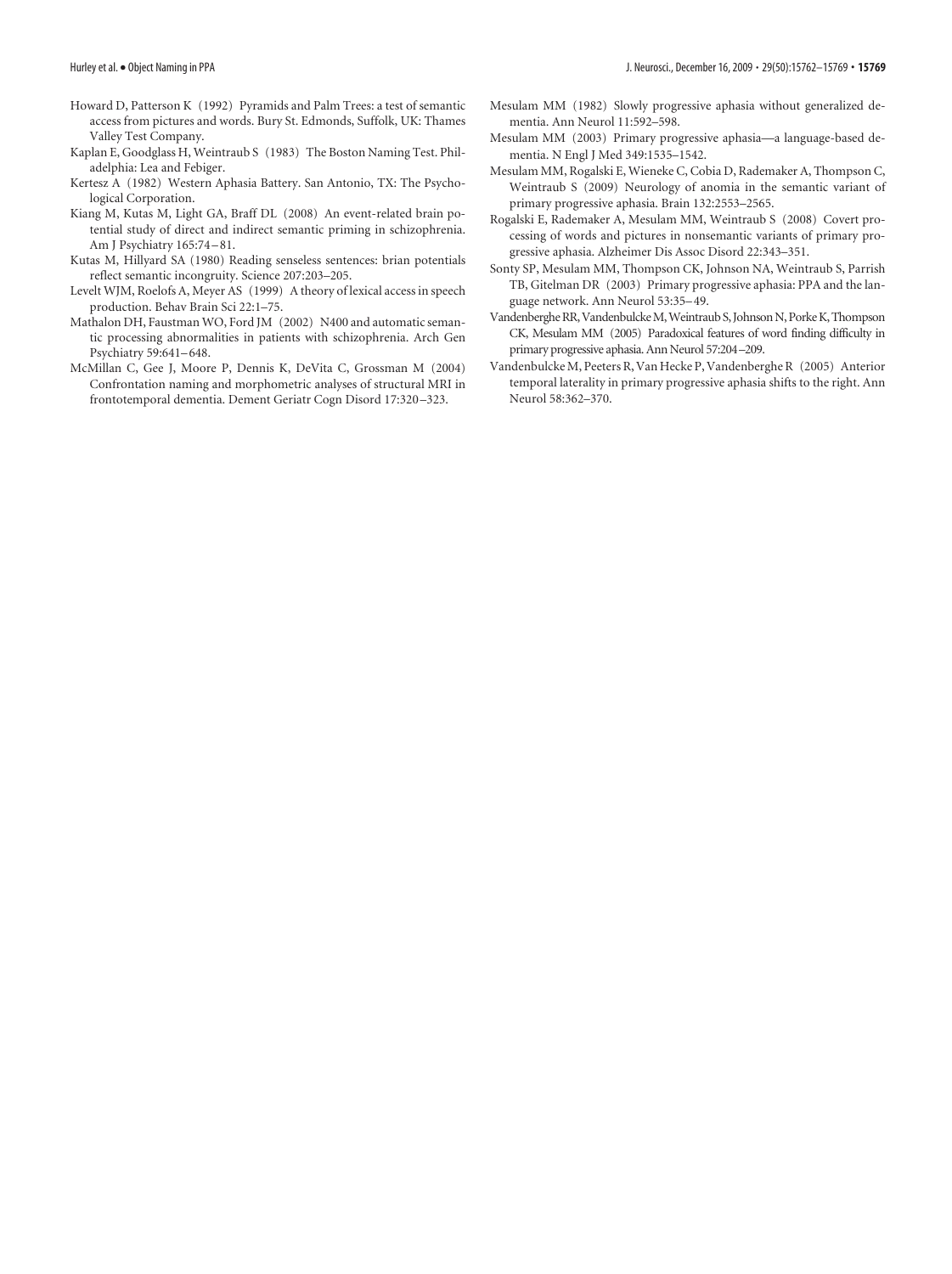Howard D, Patterson K (1992) Pyramids and Palm Trees: a test of semantic access from pictures and words. Bury St. Edmonds, Suffolk, UK: Thames Valley Test Company.

Kaplan E, Goodglass H, Weintraub S (1983) The Boston Naming Test. Philadelphia: Lea and Febiger.

Kertesz A (1982) Western Aphasia Battery. San Antonio, TX: The Psychological Corporation.

Kiang M, Kutas M, Light GA, Braff DL (2008) An event-related brain potential study of direct and indirect semantic priming in schizophrenia. Am J Psychiatry 165:74–81.

Kutas M, Hillyard SA (1980) Reading senseless sentences: brian potentials reflect semantic incongruity. Science 207:203–205.

Levelt WJM, Roelofs A, Meyer AS (1999) A theory of lexical access in speech production. Behav Brain Sci 22:1–75.

Mathalon DH, Faustman WO, Ford JM (2002) N400 and automatic semantic processing abnormalities in patients with schizophrenia. Arch Gen Psychiatry 59:641–648.

McMillan C, Gee J, Moore P, Dennis K, DeVita C, Grossman M (2004) Confrontation naming and morphometric analyses of structural MRI in frontotemporal dementia. Dement Geriatr Cogn Disord 17:320–323.

Mesulam MM (1982) Slowly progressive aphasia without generalized dementia. Ann Neurol 11:592–598.

Mesulam MM (2003) Primary progressive aphasia—a language-based dementia. N Engl J Med 349:1535–1542.

Mesulam MM, Rogalski E, Wieneke C, Cobia D, Rademaker A, Thompson C, Weintraub S (2009) Neurology of anomia in the semantic variant of primary progressive aphasia. Brain 132:2553–2565.

Rogalski E, Rademaker A, Mesulam MM, Weintraub S (2008) Covert processing of words and pictures in nonsemantic variants of primary progressive aphasia. Alzheimer Dis Assoc Disord 22:343–351.

Sonty SP, Mesulam MM, Thompson CK, Johnson NA, Weintraub S, Parrish TB, Gitelman DR (2003) Primary progressive aphasia: PPA and the language network. Ann Neurol 53:35–49.

Vandenberghe RR, Vandenbulcke M, Weintraub S, Johnson N, Porke K, Thompson CK, Mesulam MM (2005) Paradoxical features of word finding difficulty in primary progressive aphasia. Ann Neurol 57:204–209.

Vandenbulcke M, Peeters R, Van Hecke P, Vandenberghe R (2005) Anterior temporal laterality in primary progressive aphasia shifts to the right. Ann Neurol 58:362–370.